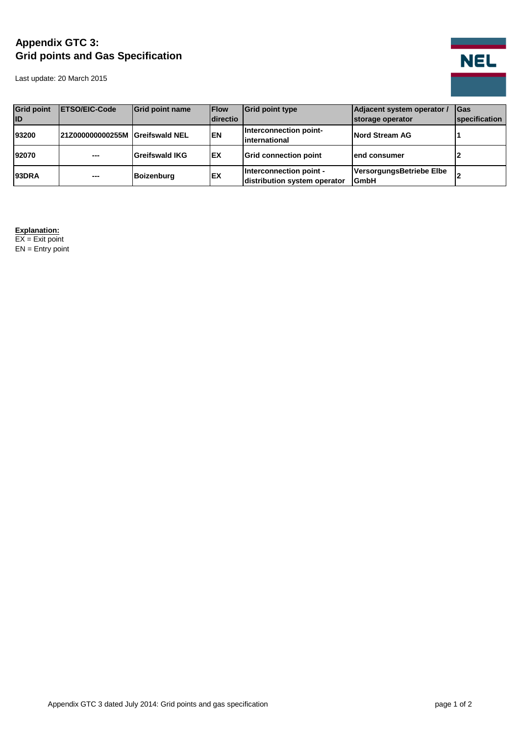# Appendix GTC 3:
# Grid points and Gas Specification

Last update: 20 March 2015

NEL

| Grid point ID | ETSO/EIC-Code | Grid point name | Flow directio | Grid point type | Adjacent system operator / storage operator | Gas specification |
|---|---|---|---|---|---|---|
| **93200** | **21Z000000000255M** | **Greifswald NEL** | **EN** | **Interconnection point-international** | **Nord Stream AG** | **1** |
| **92070** | **---** | **Greifswald IKG** | **EX** | **Grid connection point** | **end consumer** | **2** |
| **93DRA** | **---** | **Boizenburg** | **EX** | **Interconnection point - distribution system operator** | **VersorgungsBetriebe Elbe GmbH** | **2** |

**Explanation:**
EX = Exit point
EN = Entry point

Appendix GTC 3 dated July 2014: Grid points and gas specification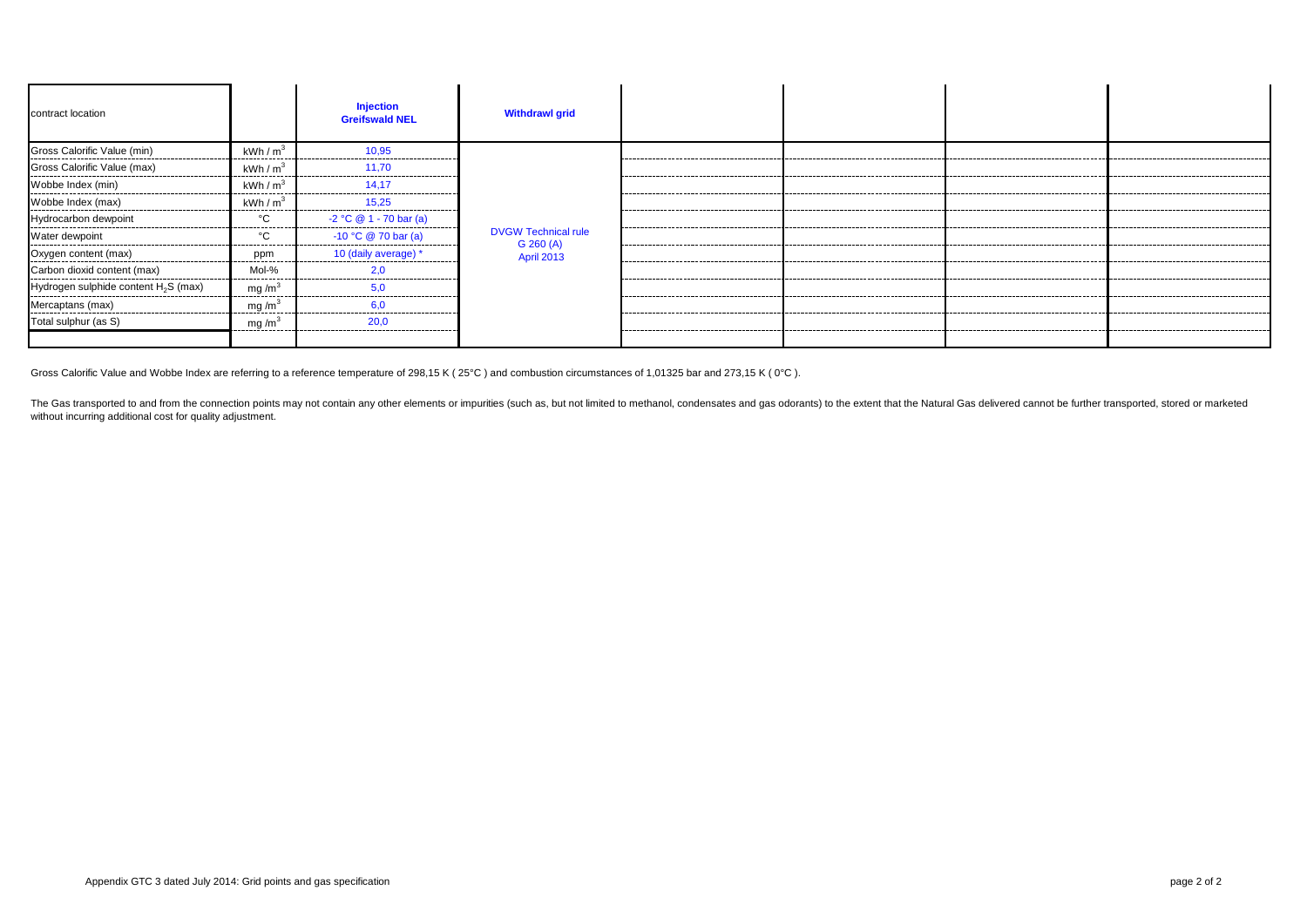| contract location | | Injection Greifswald NEL | Withdrawl grid | | | | |
|---|---|---|---|---|---|---|---|
| Gross Calorific Value (min) | kWh / $m^3$ | 10,95 | DVGW Technical rule G 260 (A) April 2013 | | | | |
| Gross Calorific Value (max) | kWh / $m^3$ | 11,70 | | | | | |
| Wobbe Index (min) | kWh / $m^3$ | 14,17 | | | | | |
| Wobbe Index (max) | kWh / $m^3$ | 15,25 | | | | | |
| Hydrocarbon dewpoint | °C | -2 °C @ 1 - 70 bar (a) | | | | | |
| Water dewpoint | °C | -10 °C @ 70 bar (a) | | | | | |
| Oxygen content (max) | ppm | 10 (daily average) * | | | | | |
| Carbon dioxid content (max) | Mol-% | 2,0 | | | | | |
| Hydrogen sulphide content $H_2S$ (max) | mg /$m^3$ | 5,0 | | | | | |
| Mercaptans (max) | mg /$m^3$ | 6,0 | | | | | |
| Total sulphur (as S) | mg /$m^3$ | 20,0 | | | | | |
| | | | | | | | |

Gross Calorific Value and Wobbe Index are referring to a reference temperature of 298,15 K ( 25°C ) and combustion circumstances of 1,01325 bar and 273,15 K ( 0°C ).

The Gas transported to and from the connection points may not contain any other elements or impurities (such as, but not limited to methanol, condensates and gas odorants) to the extent that the Natural Gas delivered cannot be further transported, stored or marketed without incurring additional cost for quality adjustment.

Appendix GTC 3 dated July 2014: Grid points and gas specification